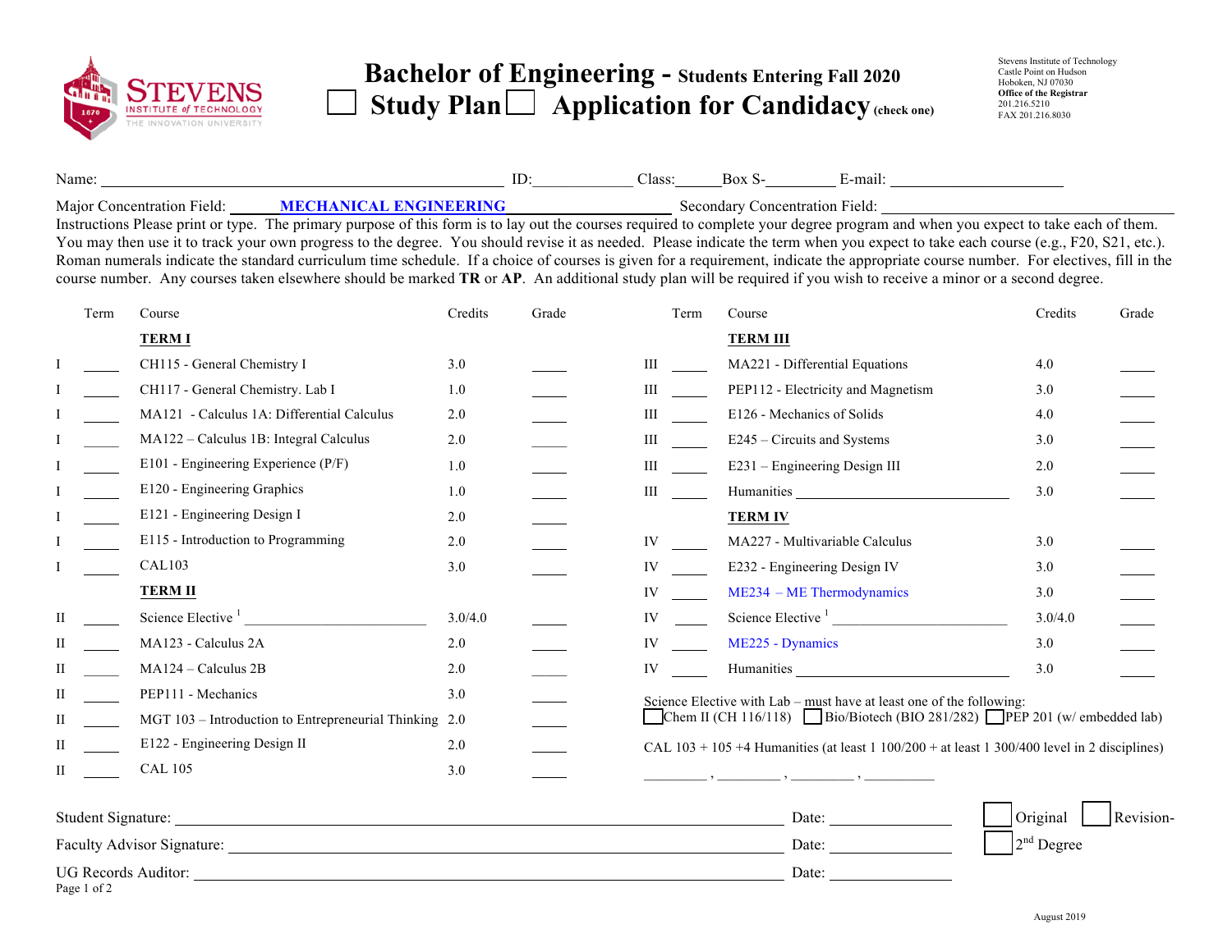# Bachelor of Engineering - Students Entering Fall 2020

☐ **Study Plan** ☐ **Application for Candidacy** (check one)

Stevens Institute of Technology
Castle Point on Hudson
Hoboken, NJ 07030
**Office of the Registrar**
201.216.5210
FAX 201.216.8030

Name: ______________________ ID:__________ Class:______ Box S-________ E-mail: ______________________

Major Concentration Field: **MECHANICAL ENGINEERING** Secondary Concentration Field: ______________________

Instructions Please print or type. The primary purpose of this form is to lay out the courses required to complete your degree program and when you expect to take each of them. You may then use it to track your own progress to the degree. You should revise it as needed. Please indicate the term when you expect to take each course (e.g., F20, S21, etc.). Roman numerals indicate the standard curriculum time schedule. If a choice of courses is given for a requirement, indicate the appropriate course number. For electives, fill in the course number. Any courses taken elsewhere should be marked **TR** or **AP**. An additional study plan will be required if you wish to receive a minor or a second degree.

| | Term | Course | Credits | Grade |
|---|---|---|---|---|
| | | **TERM I** | | |
| I | _____ | CH115 - General Chemistry I | 3.0 | _____ |
| I | _____ | CH117 - General Chemistry. Lab I | 1.0 | _____ |
| I | _____ | MA121 - Calculus 1A: Differential Calculus | 2.0 | _____ |
| I | _____ | MA122 – Calculus 1B: Integral Calculus | 2.0 | _____ |
| I | _____ | E101 - Engineering Experience (P/F) | 1.0 | _____ |
| I | _____ | E120 - Engineering Graphics | 1.0 | _____ |
| I | _____ | E121 - Engineering Design I | 2.0 | _____ |
| I | _____ | E115 - Introduction to Programming | 2.0 | _____ |
| I | _____ | CAL103 | 3.0 | _____ |
| | | **TERM II** | | |
| II | _____ | Science Elective [1] ______________ | 3.0/4.0 | _____ |
| II | _____ | MA123 - Calculus 2A | 2.0 | _____ |
| II | _____ | MA124 – Calculus 2B | 2.0 | _____ |
| II | _____ | PEP111 - Mechanics | 3.0 | _____ |
| II | _____ | MGT 103 – Introduction to Entrepreneurial Thinking | 2.0 | _____ |
| II | _____ | E122 - Engineering Design II | 2.0 | _____ |
| II | _____ | CAL 105 | 3.0 | _____ |
| | | **TERM III** | | |
| III | _____ | MA221 - Differential Equations | 4.0 | _____ |
| III | _____ | PEP112 - Electricity and Magnetism | 3.0 | _____ |
| III | _____ | E126 - Mechanics of Solids | 4.0 | _____ |
| III | _____ | E245 – Circuits and Systems | 3.0 | _____ |
| III | _____ | E231 – Engineering Design III | 2.0 | _____ |
| III | _____ | Humanities ______________ | 3.0 | _____ |
| | | **TERM IV** | | |
| IV | _____ | MA227 - Multivariable Calculus | 3.0 | _____ |
| IV | _____ | E232 - Engineering Design IV | 3.0 | _____ |
| IV | _____ | ME234 – ME Thermodynamics | 3.0 | _____ |
| IV | _____ | Science Elective [1] ______________ | 3.0/4.0 | _____ |
| IV | _____ | ME225 - Dynamics | 3.0 | _____ |
| IV | _____ | Humanities ______________ | 3.0 | _____ |

Science Elective with Lab – must have at least one of the following:
☐ Chem II (CH 116/118) ☐ Bio/Biotech (BIO 281/282) ☐ PEP 201 (w/ embedded lab)

CAL 103 + 105 +4 Humanities (at least 1 100/200 + at least 1 300/400 level in 2 disciplines)

_________ , _________ , _________ , __________

Student Signature: ______________________ Date: __________ ☐ Original ☐ Revision-

Faculty Advisor Signature: ______________________ Date: __________ ☐ 2nd Degree

UG Records Auditor: ______________________ Date: __________

August 2019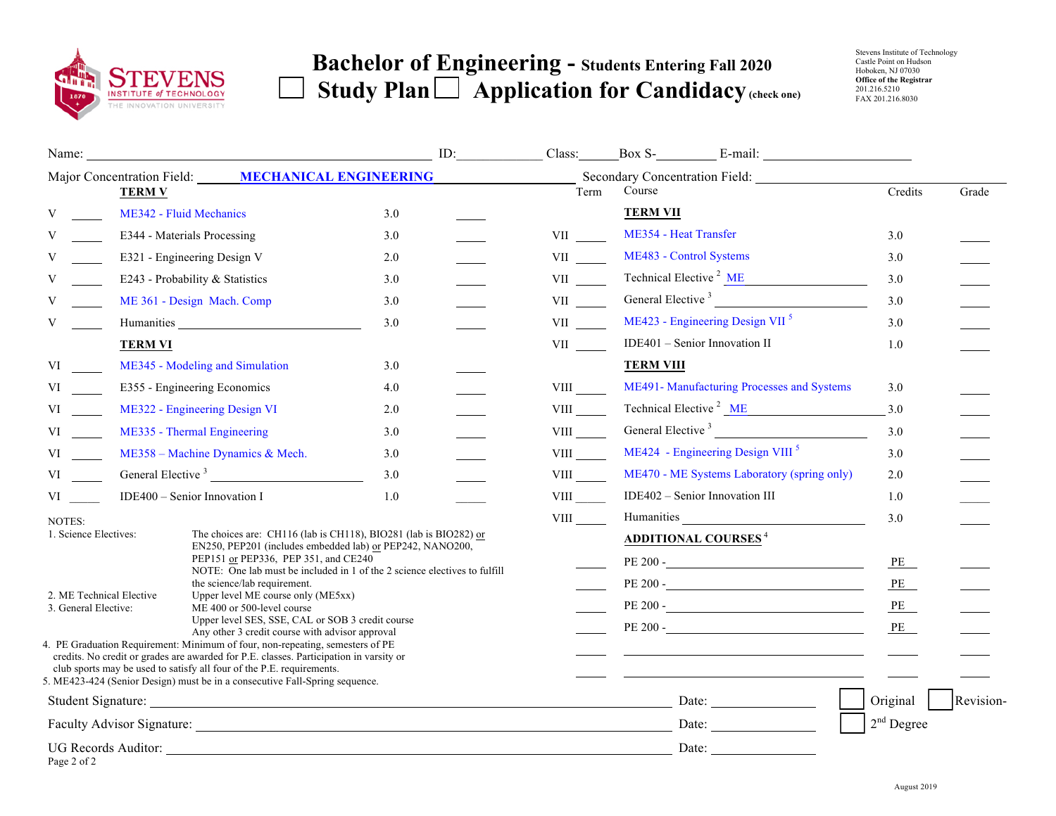# Bachelor of Engineering - Students Entering Fall 2020

☐ Study Plan ☐ Application for Candidacy (check one)

Stevens Institute of Technology
Castle Point on Hudson
Hoboken, NJ 07030
**Office of the Registrar**
201.216.5210
FAX 201.216.8030

Name: ______________________ ID:__________ Class:______ Box S-________ E-mail: ____________________

Major Concentration Field: **MECHANICAL ENGINEERING** Secondary Concentration Field: ____________________

| Term | | Course | Credits | Grade |
|---|---|---|---|---|
| | | **TERM V** | | |
| V | ____ | ME342 - Fluid Mechanics | 3.0 | ____ |
| V | ____ | E344 - Materials Processing | 3.0 | ____ |
| V | ____ | E321 - Engineering Design V | 2.0 | ____ |
| V | ____ | E243 - Probability & Statistics | 3.0 | ____ |
| V | ____ | ME 361 - Design Mach. Comp | 3.0 | ____ |
| V | ____ | Humanities ____________ | 3.0 | ____ |
| | | **TERM VI** | | |
| VI | ____ | ME345 - Modeling and Simulation | 3.0 | ____ |
| VI | ____ | E355 - Engineering Economics | 4.0 | ____ |
| VI | ____ | ME322 - Engineering Design VI | 2.0 | ____ |
| VI | ____ | ME335 - Thermal Engineering | 3.0 | ____ |
| VI | ____ | ME358 – Machine Dynamics & Mech. | 3.0 | ____ |
| VI | ____ | General Elective [3] ____________ | 3.0 | ____ |
| VI | ____ | IDE400 – Senior Innovation I | 1.0 | ____ |
| | | **TERM VII** | | |
| VII | ____ | ME354 - Heat Transfer | 3.0 | ____ |
| VII | ____ | ME483 - Control Systems | 3.0 | ____ |
| VII | ____ | Technical Elective [2] ME ____________ | 3.0 | ____ |
| VII | ____ | General Elective [3] ____________ | 3.0 | ____ |
| VII | ____ | ME423 - Engineering Design VII [5] | 3.0 | ____ |
| VII | ____ | IDE401 – Senior Innovation II | 1.0 | ____ |
| | | **TERM VIII** | | |
| VIII | ____ | ME491- Manufacturing Processes and Systems | 3.0 | ____ |
| VIII | ____ | Technical Elective [2] ME ____________ | 3.0 | ____ |
| VIII | ____ | General Elective [3] ____________ | 3.0 | ____ |
| VIII | ____ | ME424 - Engineering Design VIII [5] | 3.0 | ____ |
| VIII | ____ | ME470 - ME Systems Laboratory (spring only) | 2.0 | ____ |
| VIII | ____ | IDE402 – Senior Innovation III | 1.0 | ____ |
| VIII | ____ | Humanities ____________ | 3.0 | ____ |
| | | **ADDITIONAL COURSES** [4] | | |
| | ____ | PE 200 - ____________ | PE | ____ |
| | ____ | PE 200 - ____________ | PE | ____ |
| | ____ | PE 200 - ____________ | PE | ____ |
| | ____ | PE 200 - ____________ | PE | ____ |
| | ____ | ____________ | ____ | ____ |
| | ____ | ____________ | ____ | ____ |

NOTES:

1. Science Electives: The choices are: CH116 (lab is CH118), BIO281 (lab is BIO282) or EN250, PEP201 (includes embedded lab) or PEP242, NANO200, PEP151 or PEP336, PEP 351, and CE240
   NOTE: One lab must be included in 1 of the 2 science electives to fulfill the science/lab requirement.
2. ME Technical Elective: Upper level ME course only (ME5xx)
3. General Elective: ME 400 or 500-level course
   Upper level SES, SSE, CAL or SOB 3 credit course
   Any other 3 credit course with advisor approval
4. PE Graduation Requirement: Minimum of four, non-repeating, semesters of PE credits. No credit or grades are awarded for P.E. classes. Participation in varsity or club sports may be used to satisfy all four of the P.E. requirements.
5. ME423-424 (Senior Design) must be in a consecutive Fall-Spring sequence.

Student Signature: ______________________________ Date: ____________ ☐ Original ☐ Revision-

Faculty Advisor Signature: ______________________________ Date: ____________ ☐ 2nd Degree

UG Records Auditor: ______________________________ Date: ____________

August 2019